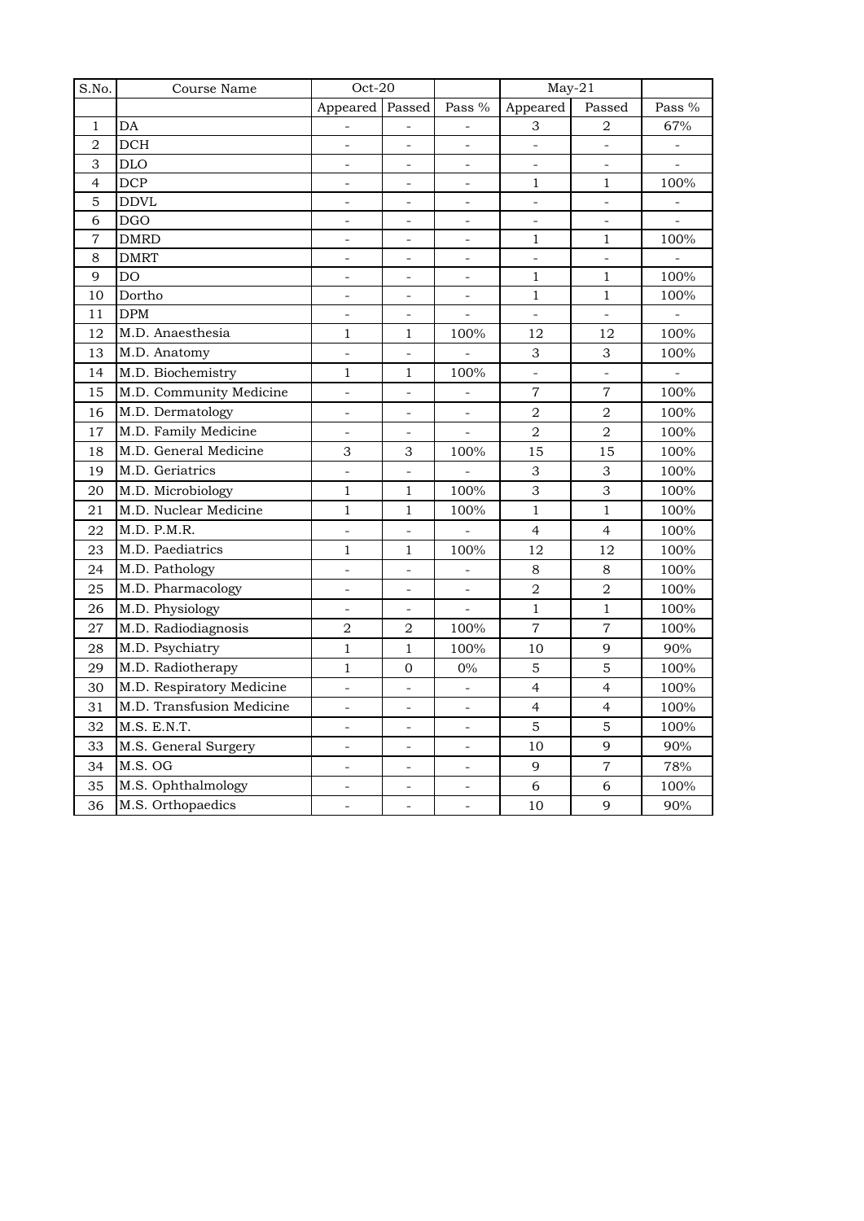| S.No. | Course Name | Oct-20 | | | May-21 | | |
|---|---|---|---|---|---|---|---|
| | | Appeared | Passed | Pass % | Appeared | Passed | Pass % |
| 1 | DA | - | - | - | 3 | 2 | 67% |
| 2 | DCH | - | - | - | - | - | - |
| 3 | DLO | - | - | - | - | - | - |
| 4 | DCP | - | - | - | 1 | 1 | 100% |
| 5 | DDVL | - | - | - | - | - | - |
| 6 | DGO | - | - | - | - | - | - |
| 7 | DMRD | - | - | - | 1 | 1 | 100% |
| 8 | DMRT | - | - | - | - | - | - |
| 9 | DO | - | - | - | 1 | 1 | 100% |
| 10 | Dortho | - | - | - | 1 | 1 | 100% |
| 11 | DPM | - | - | - | - | - | - |
| 12 | M.D. Anaesthesia | 1 | 1 | 100% | 12 | 12 | 100% |
| 13 | M.D. Anatomy | - | - | - | 3 | 3 | 100% |
| 14 | M.D. Biochemistry | 1 | 1 | 100% | - | - | - |
| 15 | M.D. Community Medicine | - | - | - | 7 | 7 | 100% |
| 16 | M.D. Dermatology | - | - | - | 2 | 2 | 100% |
| 17 | M.D. Family Medicine | - | - | - | 2 | 2 | 100% |
| 18 | M.D. General Medicine | 3 | 3 | 100% | 15 | 15 | 100% |
| 19 | M.D. Geriatrics | - | - | - | 3 | 3 | 100% |
| 20 | M.D. Microbiology | 1 | 1 | 100% | 3 | 3 | 100% |
| 21 | M.D. Nuclear Medicine | 1 | 1 | 100% | 1 | 1 | 100% |
| 22 | M.D. P.M.R. | - | - | - | 4 | 4 | 100% |
| 23 | M.D. Paediatrics | 1 | 1 | 100% | 12 | 12 | 100% |
| 24 | M.D. Pathology | - | - | - | 8 | 8 | 100% |
| 25 | M.D. Pharmacology | - | - | - | 2 | 2 | 100% |
| 26 | M.D. Physiology | - | - | - | 1 | 1 | 100% |
| 27 | M.D. Radiodiagnosis | 2 | 2 | 100% | 7 | 7 | 100% |
| 28 | M.D. Psychiatry | 1 | 1 | 100% | 10 | 9 | 90% |
| 29 | M.D. Radiotherapy | 1 | 0 | 0% | 5 | 5 | 100% |
| 30 | M.D. Respiratory Medicine | - | - | - | 4 | 4 | 100% |
| 31 | M.D. Transfusion Medicine | - | - | - | 4 | 4 | 100% |
| 32 | M.S. E.N.T. | - | - | - | 5 | 5 | 100% |
| 33 | M.S. General Surgery | - | - | - | 10 | 9 | 90% |
| 34 | M.S. OG | - | - | - | 9 | 7 | 78% |
| 35 | M.S. Ophthalmology | - | - | - | 6 | 6 | 100% |
| 36 | M.S. Orthopaedics | - | - | - | 10 | 9 | 90% |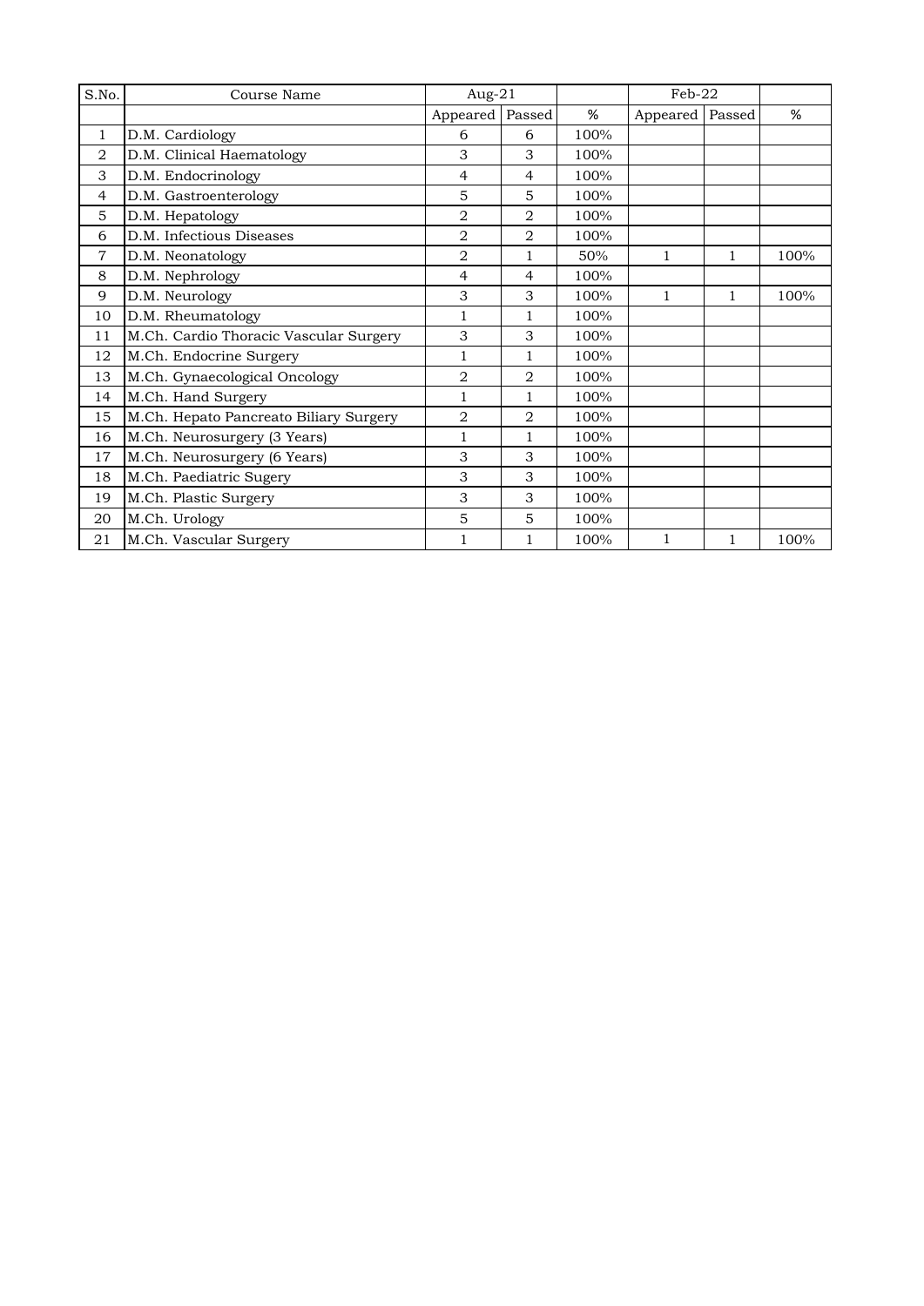| S.No. | Course Name | Aug-21 | | | Feb-22 | | |
|---|---|---|---|---|---|---|---|
| | | Appeared | Passed | % | Appeared | Passed | % |
| 1 | D.M. Cardiology | 6 | 6 | 100% | | | |
| 2 | D.M. Clinical Haematology | 3 | 3 | 100% | | | |
| 3 | D.M. Endocrinology | 4 | 4 | 100% | | | |
| 4 | D.M. Gastroenterology | 5 | 5 | 100% | | | |
| 5 | D.M. Hepatology | 2 | 2 | 100% | | | |
| 6 | D.M. Infectious Diseases | 2 | 2 | 100% | | | |
| 7 | D.M. Neonatology | 2 | 1 | 50% | 1 | 1 | 100% |
| 8 | D.M. Nephrology | 4 | 4 | 100% | | | |
| 9 | D.M. Neurology | 3 | 3 | 100% | 1 | 1 | 100% |
| 10 | D.M. Rheumatology | 1 | 1 | 100% | | | |
| 11 | M.Ch. Cardio Thoracic Vascular Surgery | 3 | 3 | 100% | | | |
| 12 | M.Ch. Endocrine Surgery | 1 | 1 | 100% | | | |
| 13 | M.Ch. Gynaecological Oncology | 2 | 2 | 100% | | | |
| 14 | M.Ch. Hand Surgery | 1 | 1 | 100% | | | |
| 15 | M.Ch. Hepato Pancreato Biliary Surgery | 2 | 2 | 100% | | | |
| 16 | M.Ch. Neurosurgery (3 Years) | 1 | 1 | 100% | | | |
| 17 | M.Ch. Neurosurgery (6 Years) | 3 | 3 | 100% | | | |
| 18 | M.Ch. Paediatric Sugery | 3 | 3 | 100% | | | |
| 19 | M.Ch. Plastic Surgery | 3 | 3 | 100% | | | |
| 20 | M.Ch. Urology | 5 | 5 | 100% | | | |
| 21 | M.Ch. Vascular Surgery | 1 | 1 | 100% | 1 | 1 | 100% |